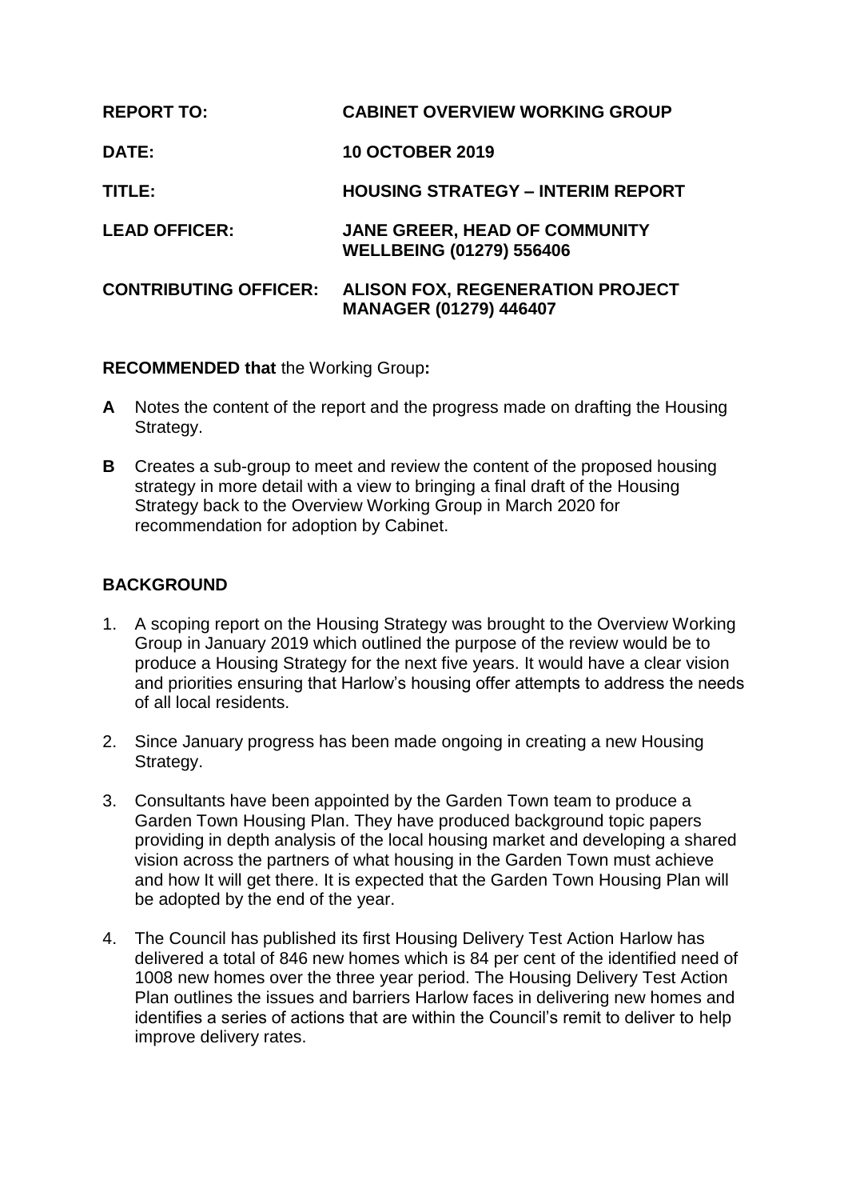**REPORT TO:** **CABINET OVERVIEW WORKING GROUP**

**DATE:** **10 OCTOBER 2019**

**TITLE:** **HOUSING STRATEGY – INTERIM REPORT**

**LEAD OFFICER:** **JANE GREER, HEAD OF COMMUNITY WELLBEING (01279) 556406**

**CONTRIBUTING OFFICER:** **ALISON FOX, REGENERATION PROJECT MANAGER (01279) 446407**

**RECOMMENDED that** the Working Group**:**

**A** Notes the content of the report and the progress made on drafting the Housing Strategy.

**B** Creates a sub-group to meet and review the content of the proposed housing strategy in more detail with a view to bringing a final draft of the Housing Strategy back to the Overview Working Group in March 2020 for recommendation for adoption by Cabinet.

## BACKGROUND

1. A scoping report on the Housing Strategy was brought to the Overview Working Group in January 2019 which outlined the purpose of the review would be to produce a Housing Strategy for the next five years. It would have a clear vision and priorities ensuring that Harlow's housing offer attempts to address the needs of all local residents.

2. Since January progress has been made ongoing in creating a new Housing Strategy.

3. Consultants have been appointed by the Garden Town team to produce a Garden Town Housing Plan. They have produced background topic papers providing in depth analysis of the local housing market and developing a shared vision across the partners of what housing in the Garden Town must achieve and how It will get there. It is expected that the Garden Town Housing Plan will be adopted by the end of the year.

4. The Council has published its first Housing Delivery Test Action Harlow has delivered a total of 846 new homes which is 84 per cent of the identified need of 1008 new homes over the three year period. The Housing Delivery Test Action Plan outlines the issues and barriers Harlow faces in delivering new homes and identifies a series of actions that are within the Council's remit to deliver to help improve delivery rates.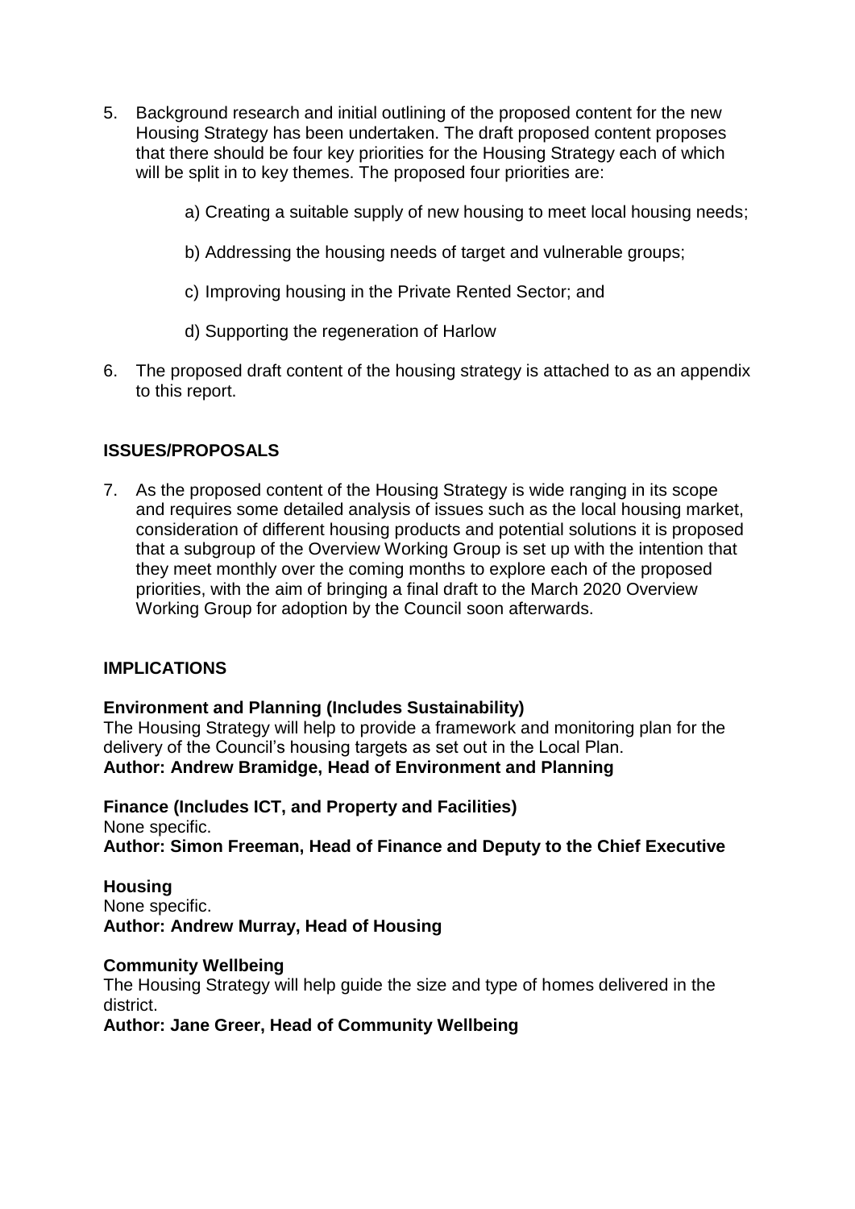5. Background research and initial outlining of the proposed content for the new Housing Strategy has been undertaken. The draft proposed content proposes that there should be four key priorities for the Housing Strategy each of which will be split in to key themes. The proposed four priorities are:

   a) Creating a suitable supply of new housing to meet local housing needs;

   b) Addressing the housing needs of target and vulnerable groups;

   c) Improving housing in the Private Rented Sector; and

   d) Supporting the regeneration of Harlow

6. The proposed draft content of the housing strategy is attached to as an appendix to this report.

## ISSUES/PROPOSALS

7. As the proposed content of the Housing Strategy is wide ranging in its scope and requires some detailed analysis of issues such as the local housing market, consideration of different housing products and potential solutions it is proposed that a subgroup of the Overview Working Group is set up with the intention that they meet monthly over the coming months to explore each of the proposed priorities, with the aim of bringing a final draft to the March 2020 Overview Working Group for adoption by the Council soon afterwards.

## IMPLICATIONS

**Environment and Planning (Includes Sustainability)**
The Housing Strategy will help to provide a framework and monitoring plan for the delivery of the Council's housing targets as set out in the Local Plan.
**Author: Andrew Bramidge, Head of Environment and Planning**

**Finance (Includes ICT, and Property and Facilities)**
None specific.
**Author: Simon Freeman, Head of Finance and Deputy to the Chief Executive**

**Housing**
None specific.
**Author: Andrew Murray, Head of Housing**

**Community Wellbeing**
The Housing Strategy will help guide the size and type of homes delivered in the district.
**Author: Jane Greer, Head of Community Wellbeing**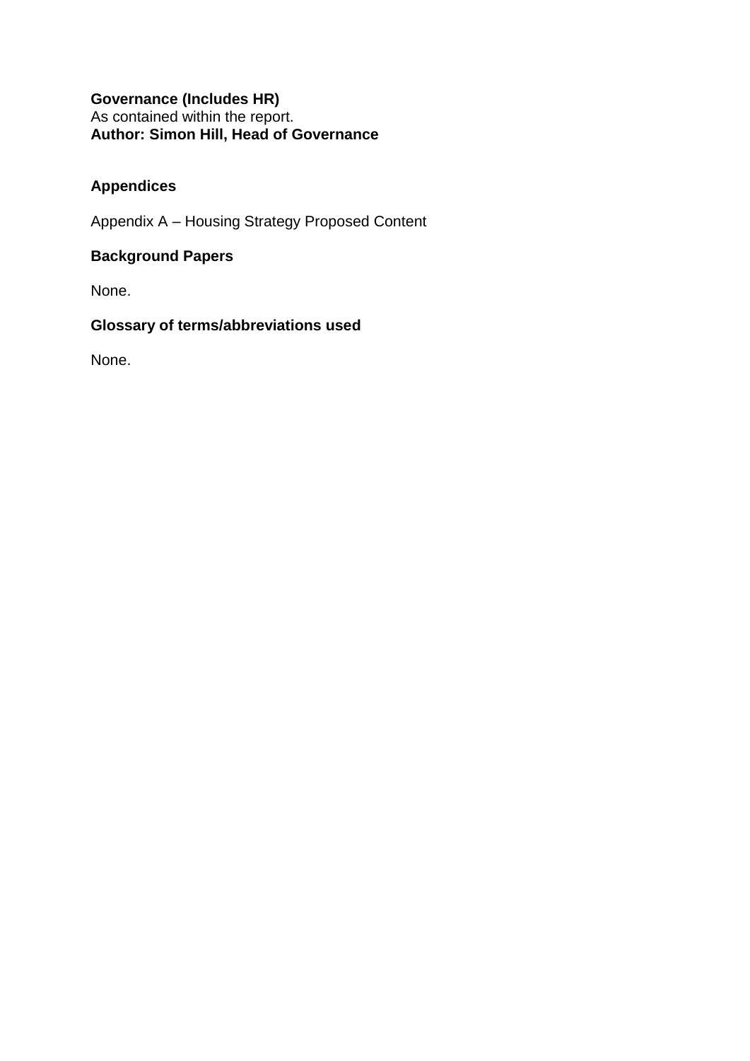**Governance (Includes HR)**
As contained within the report.
**Author: Simon Hill, Head of Governance**

**Appendices**

Appendix A – Housing Strategy Proposed Content

**Background Papers**

None.

**Glossary of terms/abbreviations used**

None.